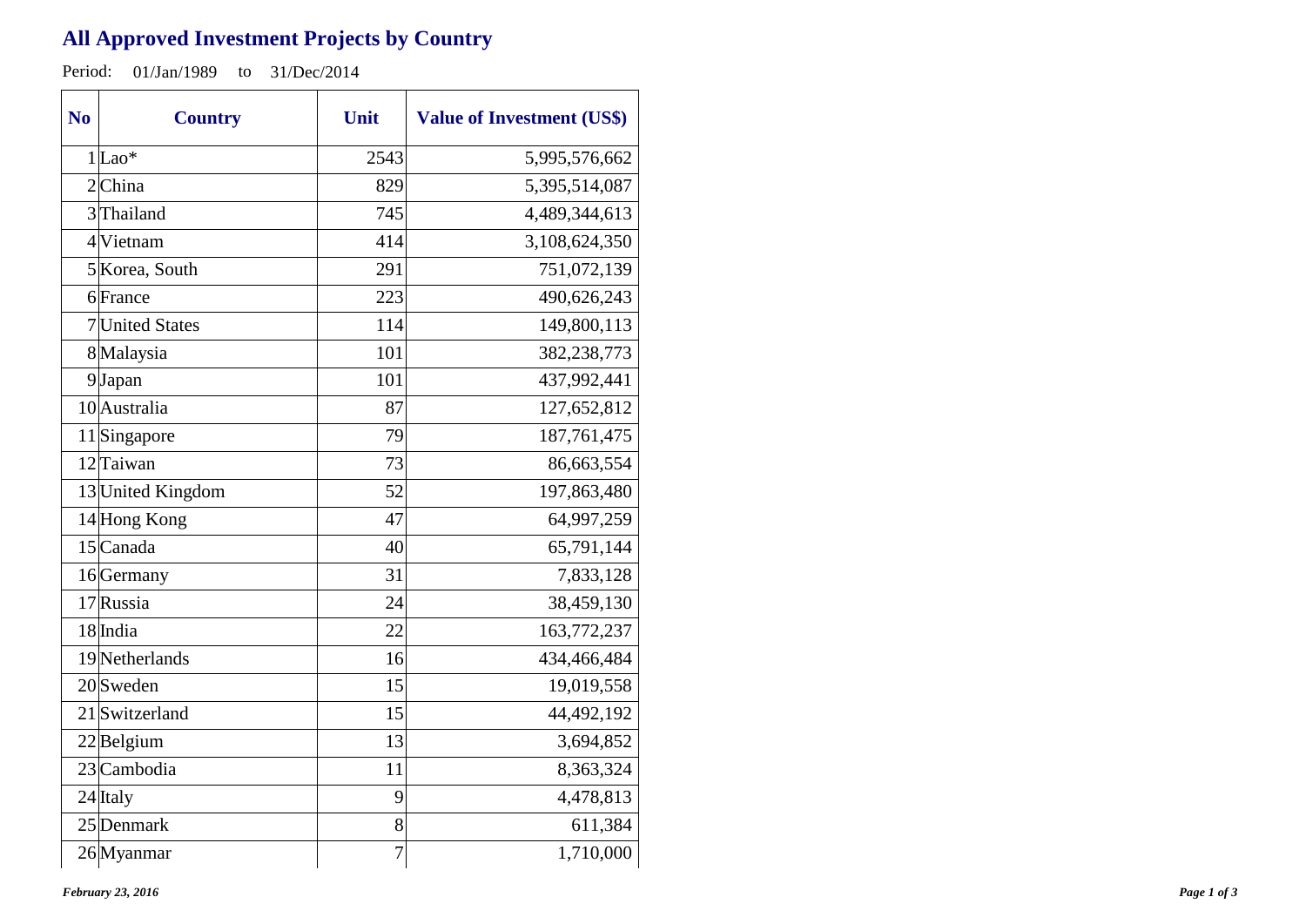# All Approved Investment Projects by Country

Period: 01/Jan/1989 to 31/Dec/2014

| No | Country | Unit | Value of Investment (US$) |
|---|---|---|---|
| 1 | Lao* | 2543 | 5,995,576,662 |
| 2 | China | 829 | 5,395,514,087 |
| 3 | Thailand | 745 | 4,489,344,613 |
| 4 | Vietnam | 414 | 3,108,624,350 |
| 5 | Korea, South | 291 | 751,072,139 |
| 6 | France | 223 | 490,626,243 |
| 7 | United States | 114 | 149,800,113 |
| 8 | Malaysia | 101 | 382,238,773 |
| 9 | Japan | 101 | 437,992,441 |
| 10 | Australia | 87 | 127,652,812 |
| 11 | Singapore | 79 | 187,761,475 |
| 12 | Taiwan | 73 | 86,663,554 |
| 13 | United Kingdom | 52 | 197,863,480 |
| 14 | Hong Kong | 47 | 64,997,259 |
| 15 | Canada | 40 | 65,791,144 |
| 16 | Germany | 31 | 7,833,128 |
| 17 | Russia | 24 | 38,459,130 |
| 18 | India | 22 | 163,772,237 |
| 19 | Netherlands | 16 | 434,466,484 |
| 20 | Sweden | 15 | 19,019,558 |
| 21 | Switzerland | 15 | 44,492,192 |
| 22 | Belgium | 13 | 3,694,852 |
| 23 | Cambodia | 11 | 8,363,324 |
| 24 | Italy | 9 | 4,478,813 |
| 25 | Denmark | 8 | 611,384 |
| 26 | Myanmar | 7 | 1,710,000 |

*February 23, 2016*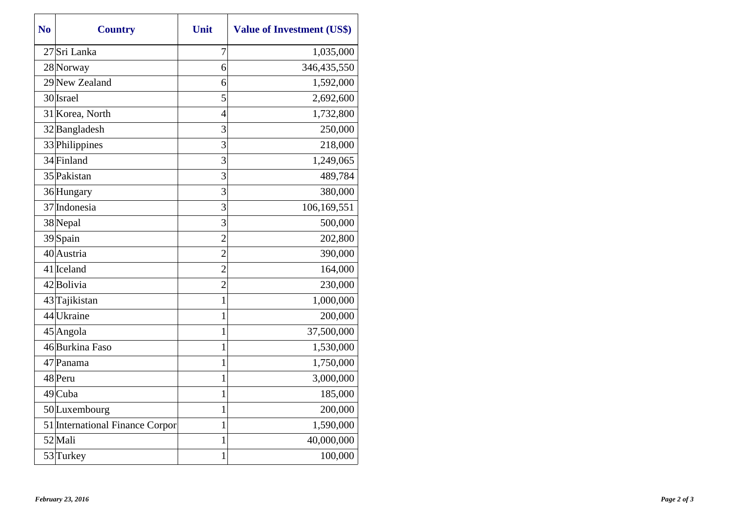| No | Country | Unit | Value of Investment (US$) |
|---|---|---|---|
| 27 | Sri Lanka | 7 | 1,035,000 |
| 28 | Norway | 6 | 346,435,550 |
| 29 | New Zealand | 6 | 1,592,000 |
| 30 | Israel | 5 | 2,692,600 |
| 31 | Korea, North | 4 | 1,732,800 |
| 32 | Bangladesh | 3 | 250,000 |
| 33 | Philippines | 3 | 218,000 |
| 34 | Finland | 3 | 1,249,065 |
| 35 | Pakistan | 3 | 489,784 |
| 36 | Hungary | 3 | 380,000 |
| 37 | Indonesia | 3 | 106,169,551 |
| 38 | Nepal | 3 | 500,000 |
| 39 | Spain | 2 | 202,800 |
| 40 | Austria | 2 | 390,000 |
| 41 | Iceland | 2 | 164,000 |
| 42 | Bolivia | 2 | 230,000 |
| 43 | Tajikistan | 1 | 1,000,000 |
| 44 | Ukraine | 1 | 200,000 |
| 45 | Angola | 1 | 37,500,000 |
| 46 | Burkina Faso | 1 | 1,530,000 |
| 47 | Panama | 1 | 1,750,000 |
| 48 | Peru | 1 | 3,000,000 |
| 49 | Cuba | 1 | 185,000 |
| 50 | Luxembourg | 1 | 200,000 |
| 51 | International Finance Corpor | 1 | 1,590,000 |
| 52 | Mali | 1 | 40,000,000 |
| 53 | Turkey | 1 | 100,000 |

*February 23, 2016*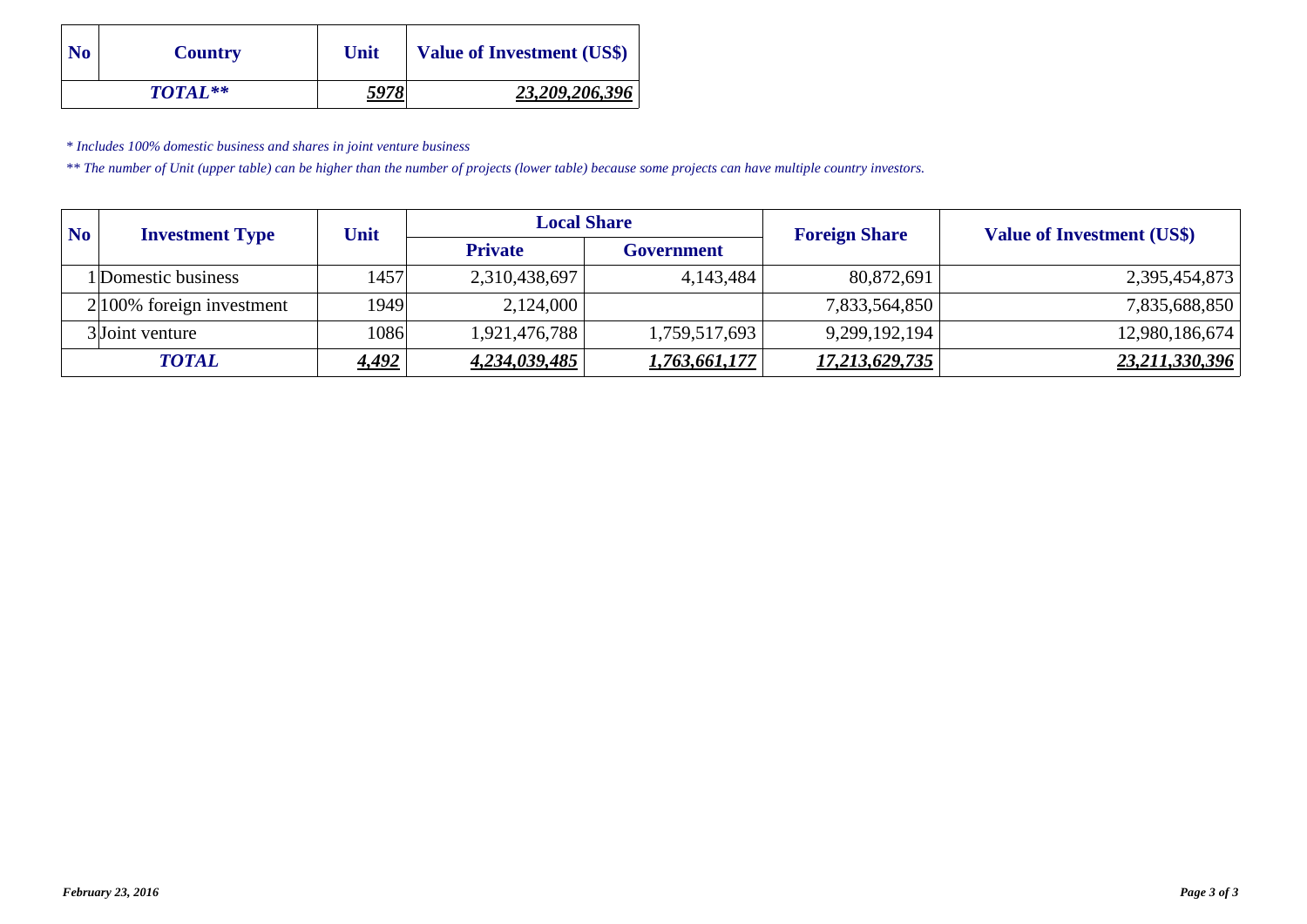| No | Country | Unit | Value of Investment (US$) |
|---|---|---|---|
| ***TOTAL\*\**** | | ***5978*** | ***23,209,206,396*** |

*\* Includes 100% domestic business and shares in joint venture business*

*\*\* The number of Unit (upper table) can be higher than the number of projects (lower table) because some projects can have multiple country investors.*

| No | Investment Type | Unit | Local Share | | Foreign Share | Value of Investment (US$) |
|---|---|---|---|---|---|---|
| | | | Private | Government | | |
| 1 | Domestic business | 1457 | 2,310,438,697 | 4,143,484 | 80,872,691 | 2,395,454,873 |
| 2 | 100% foreign investment | 1949 | 2,124,000 | | 7,833,564,850 | 7,835,688,850 |
| 3 | Joint venture | 1086 | 1,921,476,788 | 1,759,517,693 | 9,299,192,194 | 12,980,186,674 |
| ***TOTAL*** | | ***4,492*** | ***4,234,039,485*** | ***1,763,661,177*** | ***17,213,629,735*** | ***23,211,330,396*** |

*February 23, 2016*